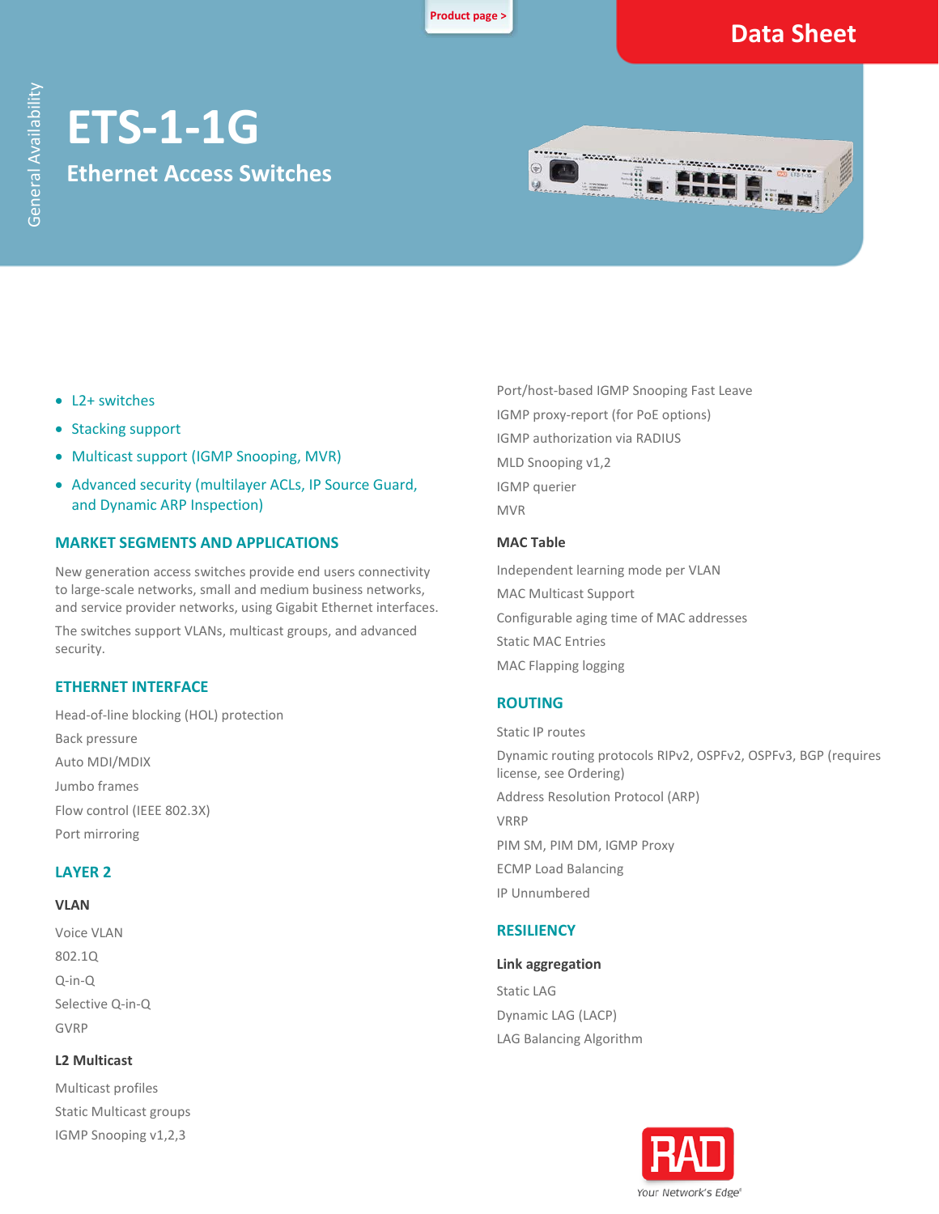# ETS-1-1G

## Ethernet Access Switches

- L2+ switches
- Stacking support
- Multicast support (IGMP Snooping, MVR)
- Advanced security (multilayer ACLs, IP Source Guard, and Dynamic ARP Inspection)

## MARKET SEGMENTS AND APPLICATIONS

New generation access switches provide end users connectivity to large-scale networks, small and medium business networks, and service provider networks, using Gigabit Ethernet interfaces.

The switches support VLANs, multicast groups, and advanced security.

## ETHERNET INTERFACE

Head-of-line blocking (HOL) protection

Back pressure

Auto MDI/MDIX

Jumbo frames

Flow control (IEEE 802.3X)

Port mirroring

## LAYER 2

### VLAN

Voice VLAN

802.1Q

Q-in-Q

Selective Q-in-Q

GVRP

### L2 Multicast

Multicast profiles

Static Multicast groups

IGMP Snooping v1,2,3

Port/host-based IGMP Snooping Fast Leave

IGMP proxy-report (for PoE options)

IGMP authorization via RADIUS

MLD Snooping v1,2

IGMP querier

MVR

### MAC Table

Independent learning mode per VLAN

MAC Multicast Support

Configurable aging time of MAC addresses

Static MAC Entries

MAC Flapping logging

## ROUTING

Static IP routes

Dynamic routing protocols RIPv2, OSPFv2, OSPFv3, BGP (requires license, see Ordering)

Address Resolution Protocol (ARP)

VRRP

PIM SM, PIM DM, IGMP Proxy

ECMP Load Balancing

IP Unnumbered

## RESILIENCY

### Link aggregation

Static LAG

Dynamic LAG (LACP)

LAG Balancing Algorithm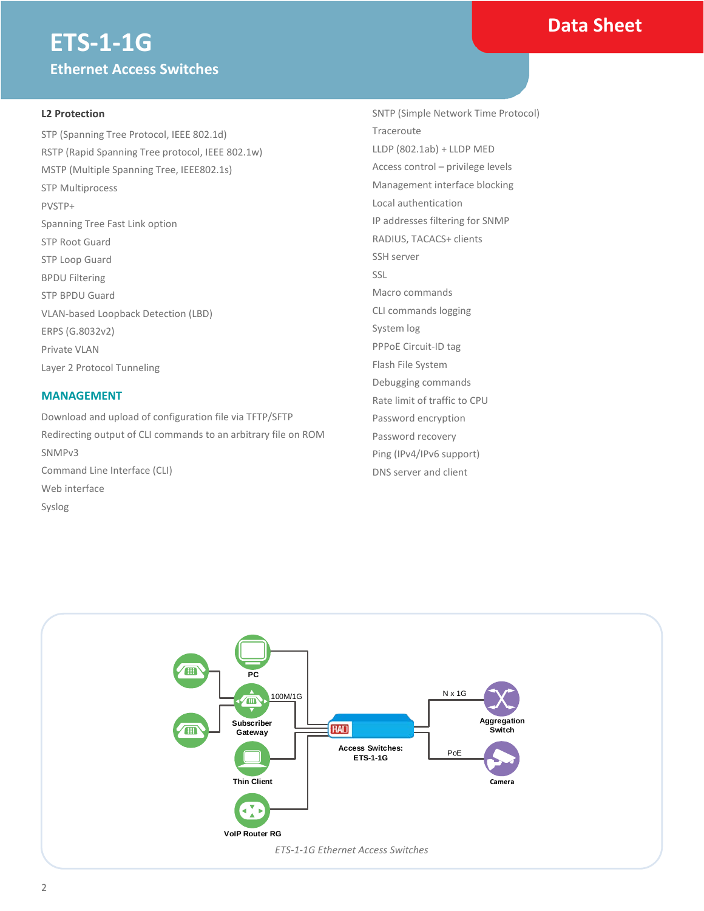## L2 Protection

STP (Spanning Tree Protocol, IEEE 802.1d)

RSTP (Rapid Spanning Tree protocol, IEEE 802.1w)

MSTP (Multiple Spanning Tree, IEEE802.1s)

STP Multiprocess

PVSTP+

Spanning Tree Fast Link option

STP Root Guard

STP Loop Guard

BPDU Filtering

STP BPDU Guard

VLAN-based Loopback Detection (LBD)

ERPS (G.8032v2)

Private VLAN

Layer 2 Protocol Tunneling

## MANAGEMENT

Download and upload of configuration file via TFTP/SFTP

Redirecting output of CLI commands to an arbitrary file on ROM

SNMPv3

Command Line Interface (CLI)

Web interface

Syslog

SNTP (Simple Network Time Protocol)

Traceroute

LLDP (802.1ab) + LLDP MED

Access control – privilege levels

Management interface blocking

Local authentication

IP addresses filtering for SNMP

RADIUS, TACACS+ clients

SSH server

SSL

Macro commands

CLI commands logging

System log

PPPoE Circuit-ID tag

Flash File System

Debugging commands

Rate limit of traffic to CPU

Password encryption

Password recovery

Ping (IPv4/IPv6 support)

DNS server and client

*ETS-1-1G Ethernet Access Switches*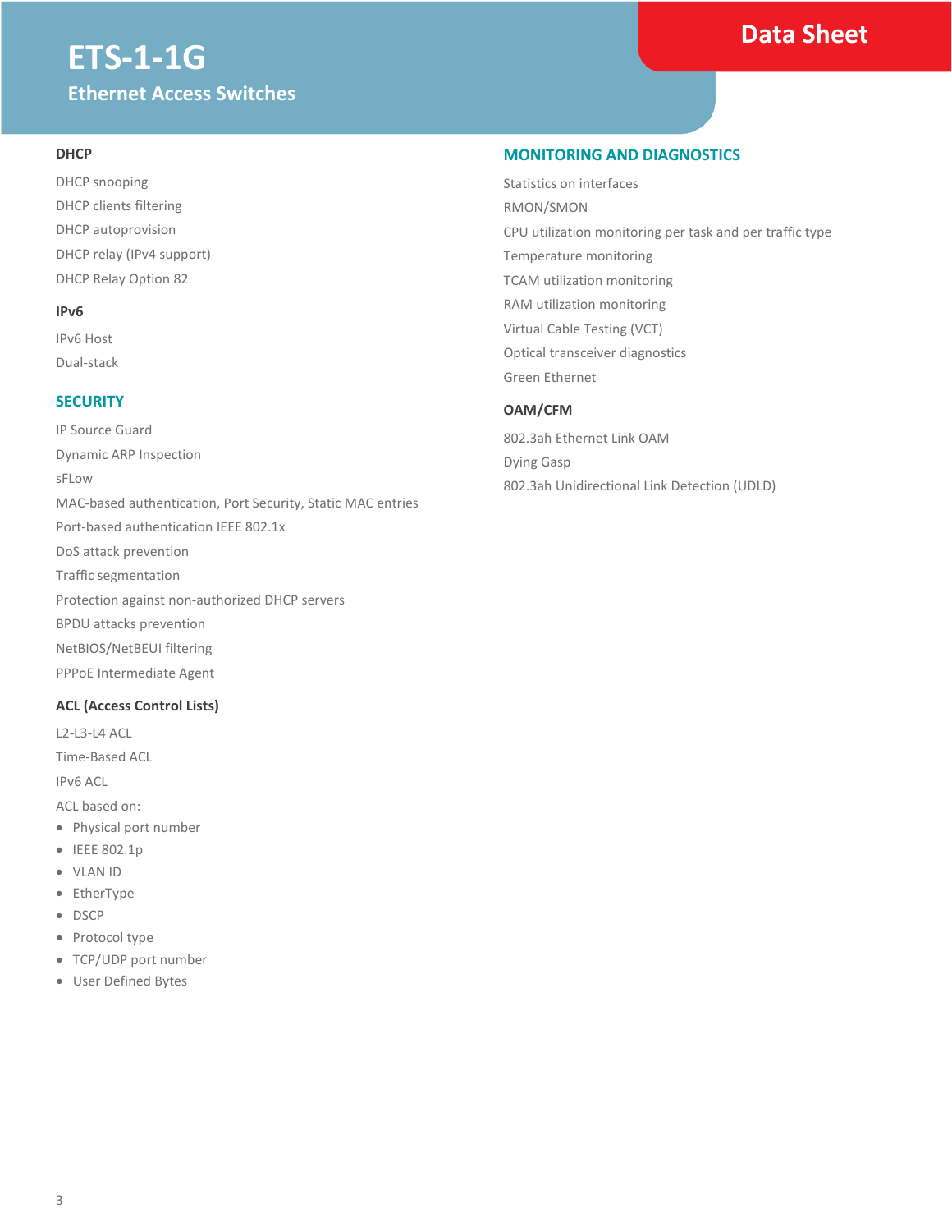# ETS-1-1G

## Ethernet Access Switches

Data Sheet

### DHCP

DHCP snooping

DHCP clients filtering

DHCP autoprovision

DHCP relay (IPv4 support)

DHCP Relay Option 82

### IPv6

IPv6 Host

Dual-stack

## SECURITY

IP Source Guard

Dynamic ARP Inspection

sFLow

MAC-based authentication, Port Security, Static MAC entries

Port-based authentication IEEE 802.1x

DoS attack prevention

Traffic segmentation

Protection against non-authorized DHCP servers

BPDU attacks prevention

NetBIOS/NetBEUI filtering

PPPoE Intermediate Agent

### ACL (Access Control Lists)

L2-L3-L4 ACL

Time-Based ACL

IPv6 ACL

ACL based on:

- Physical port number
- IEEE 802.1p
- VLAN ID
- EtherType
- DSCP
- Protocol type
- TCP/UDP port number
- User Defined Bytes

## MONITORING AND DIAGNOSTICS

Statistics on interfaces

RMON/SMON

CPU utilization monitoring per task and per traffic type

Temperature monitoring

TCAM utilization monitoring

RAM utilization monitoring

Virtual Cable Testing (VCT)

Optical transceiver diagnostics

Green Ethernet

### OAM/CFM

802.3ah Ethernet Link OAM

Dying Gasp

802.3ah Unidirectional Link Detection (UDLD)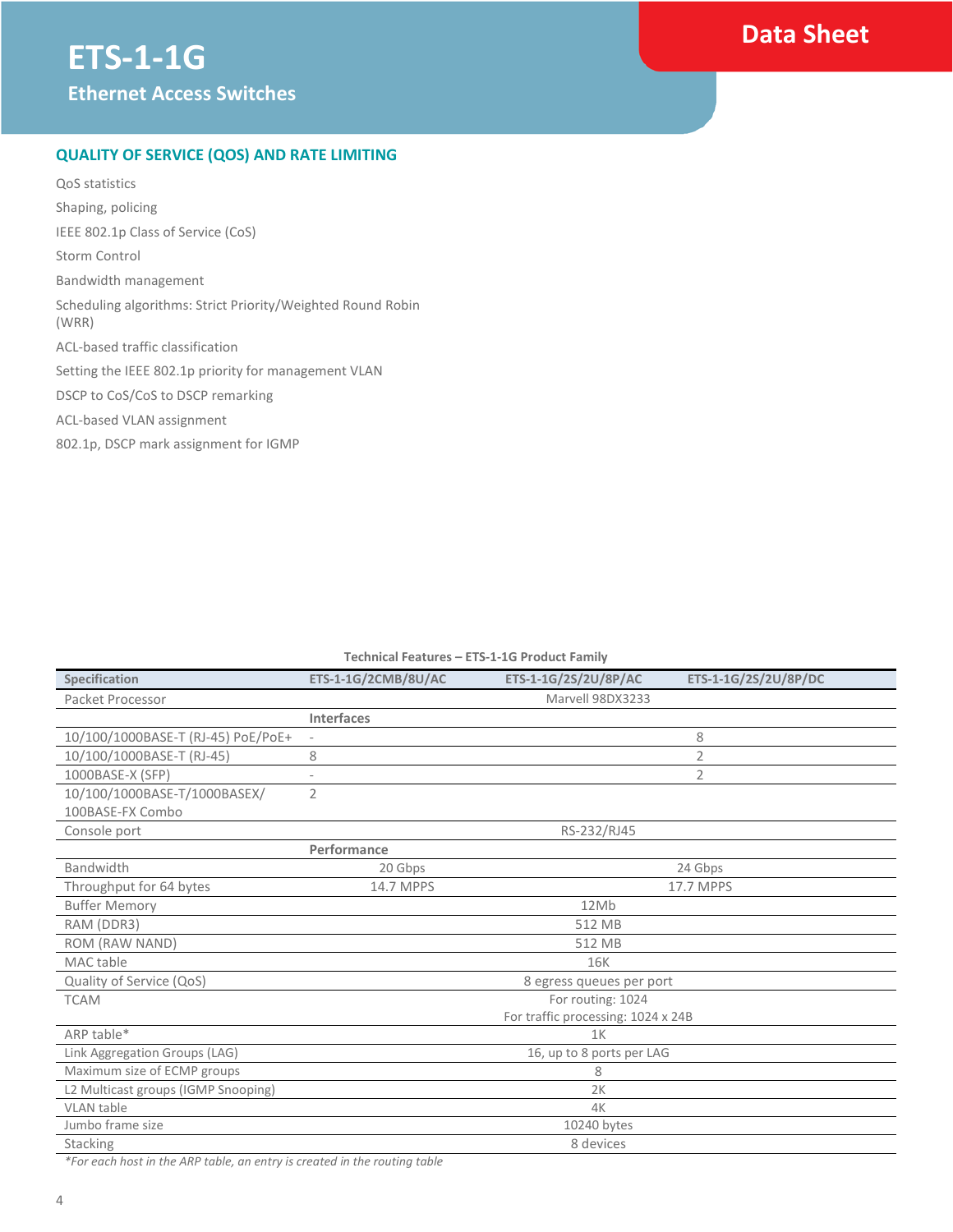# ETS-1-1G

## Ethernet Access Switches

### QUALITY OF SERVICE (QOS) AND RATE LIMITING

QoS statistics

Shaping, policing

IEEE 802.1p Class of Service (CoS)

Storm Control

Bandwidth management

Scheduling algorithms: Strict Priority/Weighted Round Robin (WRR)

ACL-based traffic classification

Setting the IEEE 802.1p priority for management VLAN

DSCP to CoS/CoS to DSCP remarking

ACL-based VLAN assignment

802.1p, DSCP mark assignment for IGMP

**Technical Features – ETS-1-1G Product Family**

| Specification | ETS-1-1G/2CMB/8U/AC | ETS-1-1G/2S/2U/8P/AC | ETS-1-1G/2S/2U/8P/DC |
|---|---|---|---|
| Packet Processor | Marvell 98DX3233 | | |
| | **Interfaces** | | |
| 10/100/1000BASE-T (RJ-45) PoE/PoE+ | - | 8 | |
| 10/100/1000BASE-T (RJ-45) | 8 | 2 | |
| 1000BASE-X (SFP) | - | 2 | |
| 10/100/1000BASE-T/1000BASEX/ 100BASE-FX Combo | 2 | | |
| Console port | RS-232/RJ45 | | |
| | **Performance** | | |
| Bandwidth | 20 Gbps | 24 Gbps | |
| Throughput for 64 bytes | 14.7 MPPS | 17.7 MPPS | |
| Buffer Memory | 12Mb | | |
| RAM (DDR3) | 512 MB | | |
| ROM (RAW NAND) | 512 MB | | |
| MAC table | 16K | | |
| Quality of Service (QoS) | 8 egress queues per port | | |
| TCAM | For routing: 1024<br>For traffic processing: 1024 x 24B | | |
| ARP table* | 1K | | |
| Link Aggregation Groups (LAG) | 16, up to 8 ports per LAG | | |
| Maximum size of ECMP groups | 8 | | |
| L2 Multicast groups (IGMP Snooping) | 2K | | |
| VLAN table | 4K | | |
| Jumbo frame size | 10240 bytes | | |
| Stacking | 8 devices | | |

*For each host in the ARP table, an entry is created in the routing table*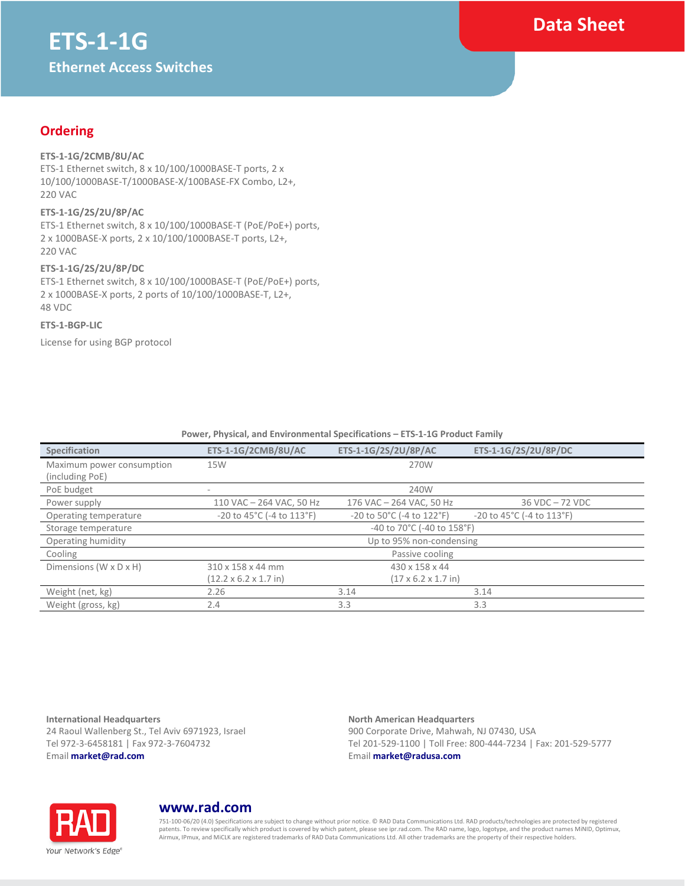# ETS-1-1G

## Ethernet Access Switches

## Ordering

**ETS-1-1G/2CMB/8U/AC**
ETS-1 Ethernet switch, 8 x 10/100/1000BASE-T ports, 2 x 10/100/1000BASE-T/1000BASE-X/100BASE-FX Combo, L2+, 220 VAC

**ETS-1-1G/2S/2U/8P/AC**
ETS-1 Ethernet switch, 8 x 10/100/1000BASE-T (PoE/PoE+) ports, 2 x 1000BASE-X ports, 2 x 10/100/1000BASE-T ports, L2+, 220 VAC

**ETS-1-1G/2S/2U/8P/DC**
ETS-1 Ethernet switch, 8 x 10/100/1000BASE-T (PoE/PoE+) ports, 2 x 1000BASE-X ports, 2 ports of 10/100/1000BASE-T, L2+, 48 VDC

**ETS-1-BGP-LIC**

License for using BGP protocol

**Power, Physical, and Environmental Specifications – ETS-1-1G Product Family**

| Specification | ETS-1-1G/2CMB/8U/AC | ETS-1-1G/2S/2U/8P/AC | ETS-1-1G/2S/2U/8P/DC |
|---|---|---|---|
| Maximum power consumption (including PoE) | 15W | 270W | |
| PoE budget | - | 240W | |
| Power supply | 110 VAC – 264 VAC, 50 Hz | 176 VAC – 264 VAC, 50 Hz | 36 VDC – 72 VDC |
| Operating temperature | -20 to 45°C (-4 to 113°F) | -20 to 50°C (-4 to 122°F) | -20 to 45°C (-4 to 113°F) |
| Storage temperature | -40 to 70°C (-40 to 158°F) | | |
| Operating humidity | Up to 95% non-condensing | | |
| Cooling | Passive cooling | | |
| Dimensions (W x D x H) | 310 x 158 x 44 mm (12.2 x 6.2 x 1.7 in) | 430 x 158 x 44 (17 x 6.2 x 1.7 in) | |
| Weight (net, kg) | 2.26 | 3.14 | 3.14 |
| Weight (gross, kg) | 2.4 | 3.3 | 3.3 |

**International Headquarters**
24 Raoul Wallenberg St., Tel Aviv 6971923, Israel
Tel 972-3-6458181 | Fax 972-3-7604732
Email **market@rad.com**

**North American Headquarters**
900 Corporate Drive, Mahwah, NJ 07430, USA
Tel 201-529-1100 | Toll Free: 800-444-7234 | Fax: 201-529-5777
Email **market@radusa.com**

**www.rad.com**

751-100-06/20 (4.0) Specifications are subject to change without prior notice. © RAD Data Communications Ltd. RAD products/technologies are protected by registered patents. To review specifically which product is covered by which patent, please see ipr.rad.com. The RAD name, logo, logotype, and the product names MiNID, Optimux, Airmux, IPmux, and MiCLK are registered trademarks of RAD Data Communications Ltd. All other trademarks are the property of their respective holders.